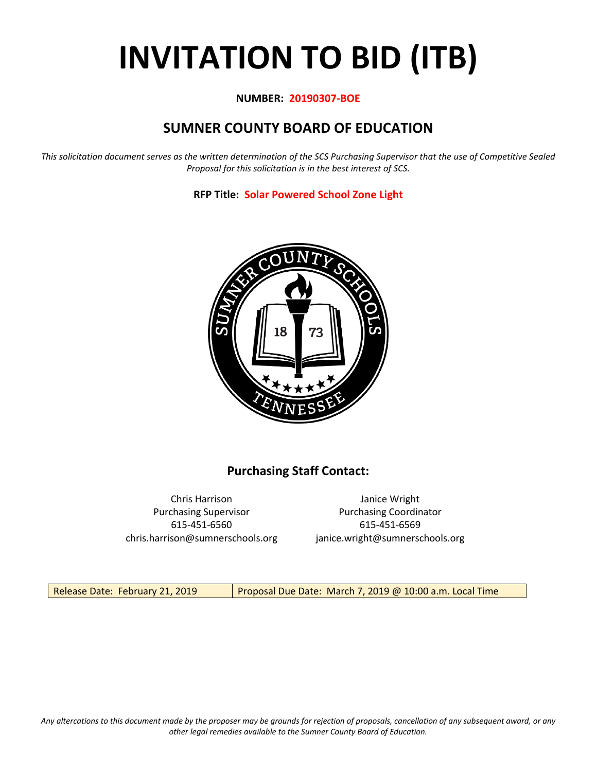# INVITATION TO BID (ITB)

**NUMBER: 20190307-BOE**

## SUMNER COUNTY BOARD OF EDUCATION

*This solicitation document serves as the written determination of the SCS Purchasing Supervisor that the use of Competitive Sealed Proposal for this solicitation is in the best interest of SCS.*

**RFP Title: Solar Powered School Zone Light**

### Purchasing Staff Contact:

Chris Harrison
Purchasing Supervisor
615-451-6560
chris.harrison@sumnerschools.org

Janice Wright
Purchasing Coordinator
615-451-6569
janice.wright@sumnerschools.org

| Release Date: February 21, 2019 | Proposal Due Date: March 7, 2019 @ 10:00 a.m. Local Time |
| --- | --- |

*Any altercations to this document made by the proposer may be grounds for rejection of proposals, cancellation of any subsequent award, or any other legal remedies available to the Sumner County Board of Education.*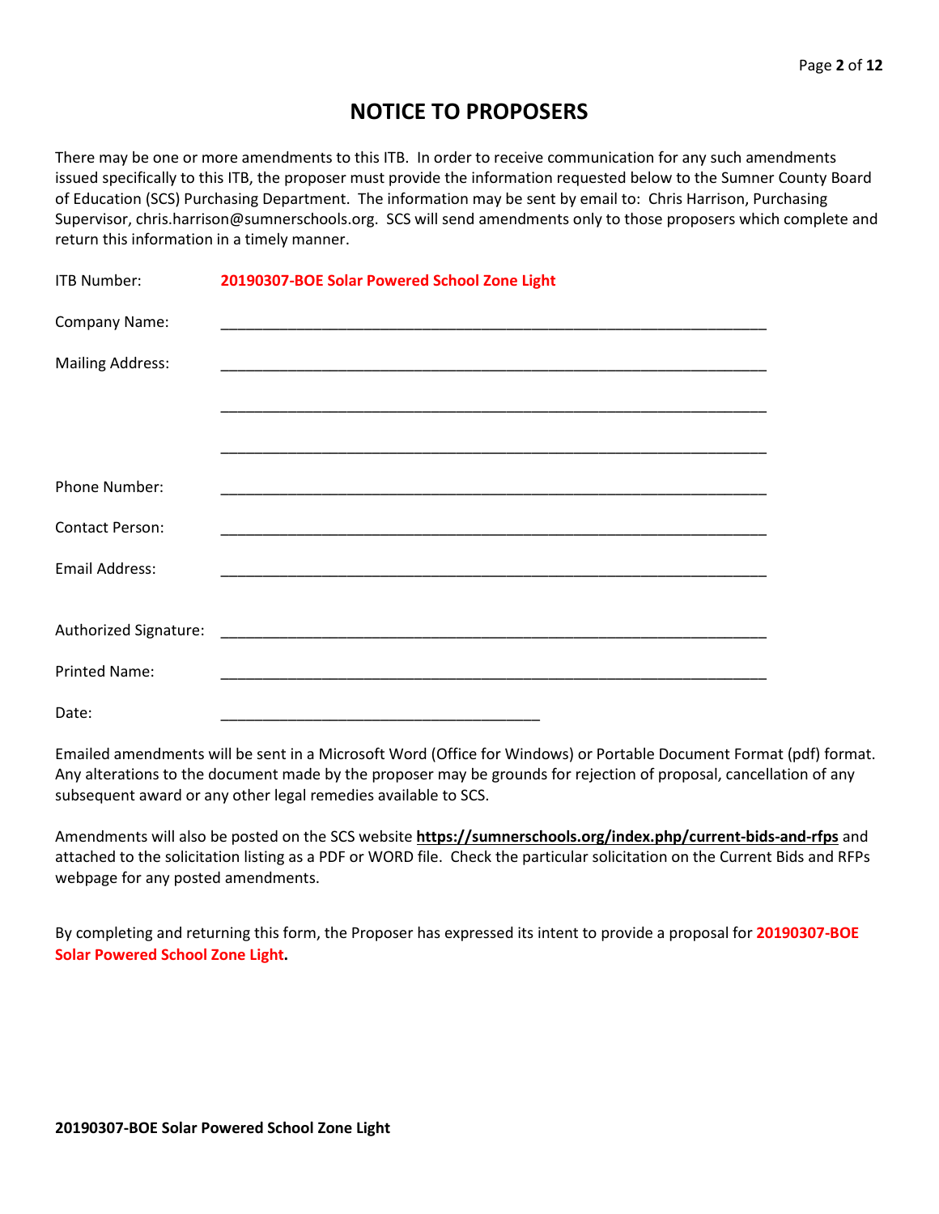# NOTICE TO PROPOSERS

There may be one or more amendments to this ITB. In order to receive communication for any such amendments issued specifically to this ITB, the proposer must provide the information requested below to the Sumner County Board of Education (SCS) Purchasing Department. The information may be sent by email to: Chris Harrison, Purchasing Supervisor, chris.harrison@sumnerschools.org. SCS will send amendments only to those proposers which complete and return this information in a timely manner.

ITB Number: **20190307-BOE Solar Powered School Zone Light**

Company Name: ____________________________________________________________________

Mailing Address: ____________________________________________________________________

____________________________________________________________________

____________________________________________________________________

Phone Number: ____________________________________________________________________

Contact Person: ____________________________________________________________________

Email Address: ____________________________________________________________________

Authorized Signature: ____________________________________________________________________

Printed Name: ____________________________________________________________________

Date: ________________________________________

Emailed amendments will be sent in a Microsoft Word (Office for Windows) or Portable Document Format (pdf) format. Any alterations to the document made by the proposer may be grounds for rejection of proposal, cancellation of any subsequent award or any other legal remedies available to SCS.

Amendments will also be posted on the SCS website **https://sumnerschools.org/index.php/current-bids-and-rfps** and attached to the solicitation listing as a PDF or WORD file. Check the particular solicitation on the Current Bids and RFPs webpage for any posted amendments.

By completing and returning this form, the Proposer has expressed its intent to provide a proposal for **20190307-BOE Solar Powered School Zone Light.**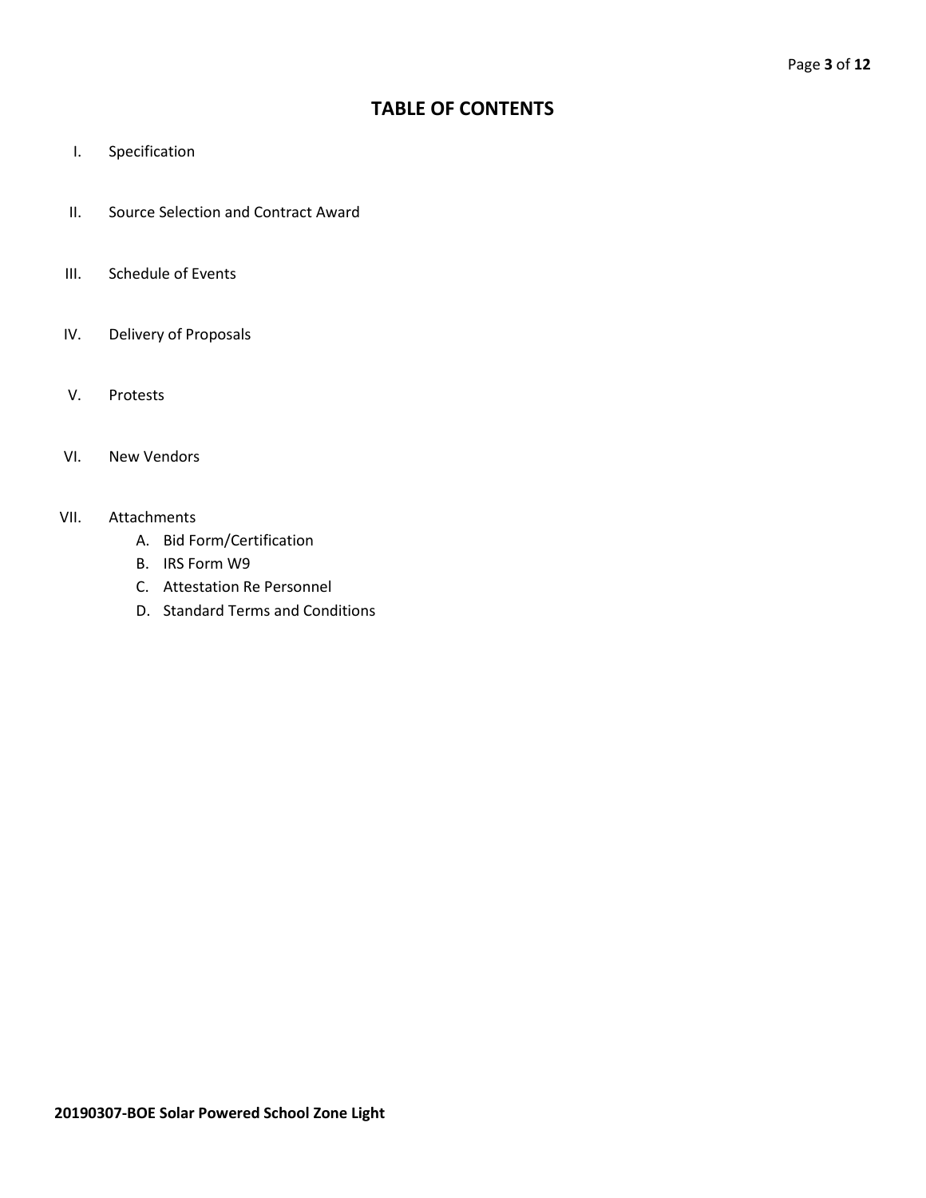# TABLE OF CONTENTS

I. Specification

II. Source Selection and Contract Award

III. Schedule of Events

IV. Delivery of Proposals

V. Protests

VI. New Vendors

VII. Attachments
   A. Bid Form/Certification
   B. IRS Form W9
   C. Attestation Re Personnel
   D. Standard Terms and Conditions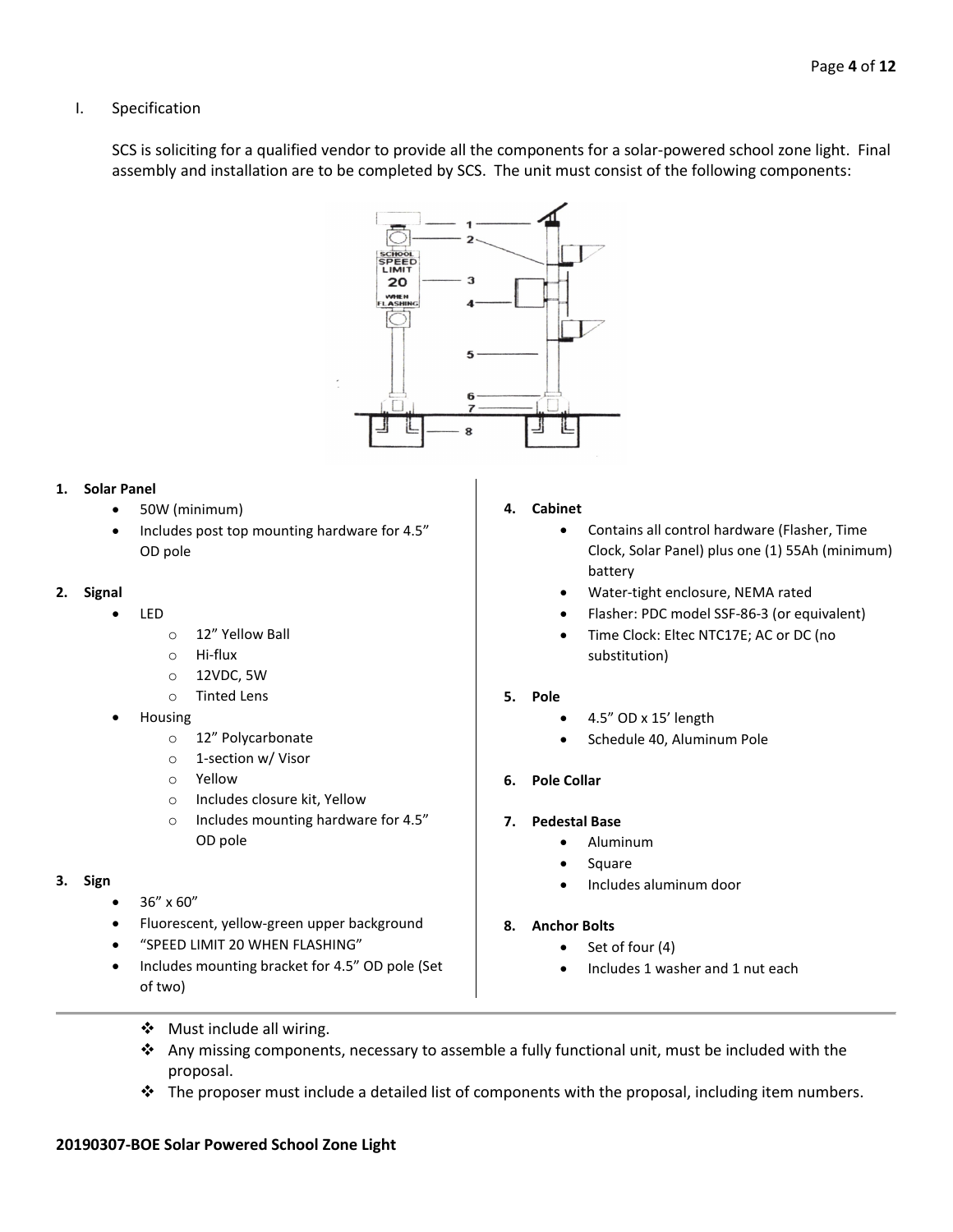I. Specification

SCS is soliciting for a qualified vendor to provide all the components for a solar-powered school zone light. Final assembly and installation are to be completed by SCS. The unit must consist of the following components:

**1. Solar Panel**

- 50W (minimum)
- Includes post top mounting hardware for 4.5" OD pole

**2. Signal**

- LED
  - 12" Yellow Ball
  - Hi-flux
  - 12VDC, 5W
  - Tinted Lens
- Housing
  - 12" Polycarbonate
  - 1-section w/ Visor
  - Yellow
  - Includes closure kit, Yellow
  - Includes mounting hardware for 4.5" OD pole

**3. Sign**

- 36" x 60"
- Fluorescent, yellow-green upper background
- "SPEED LIMIT 20 WHEN FLASHING"
- Includes mounting bracket for 4.5" OD pole (Set of two)

**4. Cabinet**

- Contains all control hardware (Flasher, Time Clock, Solar Panel) plus one (1) 55Ah (minimum) battery
- Water-tight enclosure, NEMA rated
- Flasher: PDC model SSF-86-3 (or equivalent)
- Time Clock: Eltec NTC17E; AC or DC (no substitution)

**5. Pole**

- 4.5" OD x 15' length
- Schedule 40, Aluminum Pole

**6. Pole Collar**

**7. Pedestal Base**

- Aluminum
- Square
- Includes aluminum door

**8. Anchor Bolts**

- Set of four (4)
- Includes 1 washer and 1 nut each

---

- ❖ Must include all wiring.
- ❖ Any missing components, necessary to assemble a fully functional unit, must be included with the proposal.
- ❖ The proposer must include a detailed list of components with the proposal, including item numbers.

**20190307-BOE Solar Powered School Zone Light**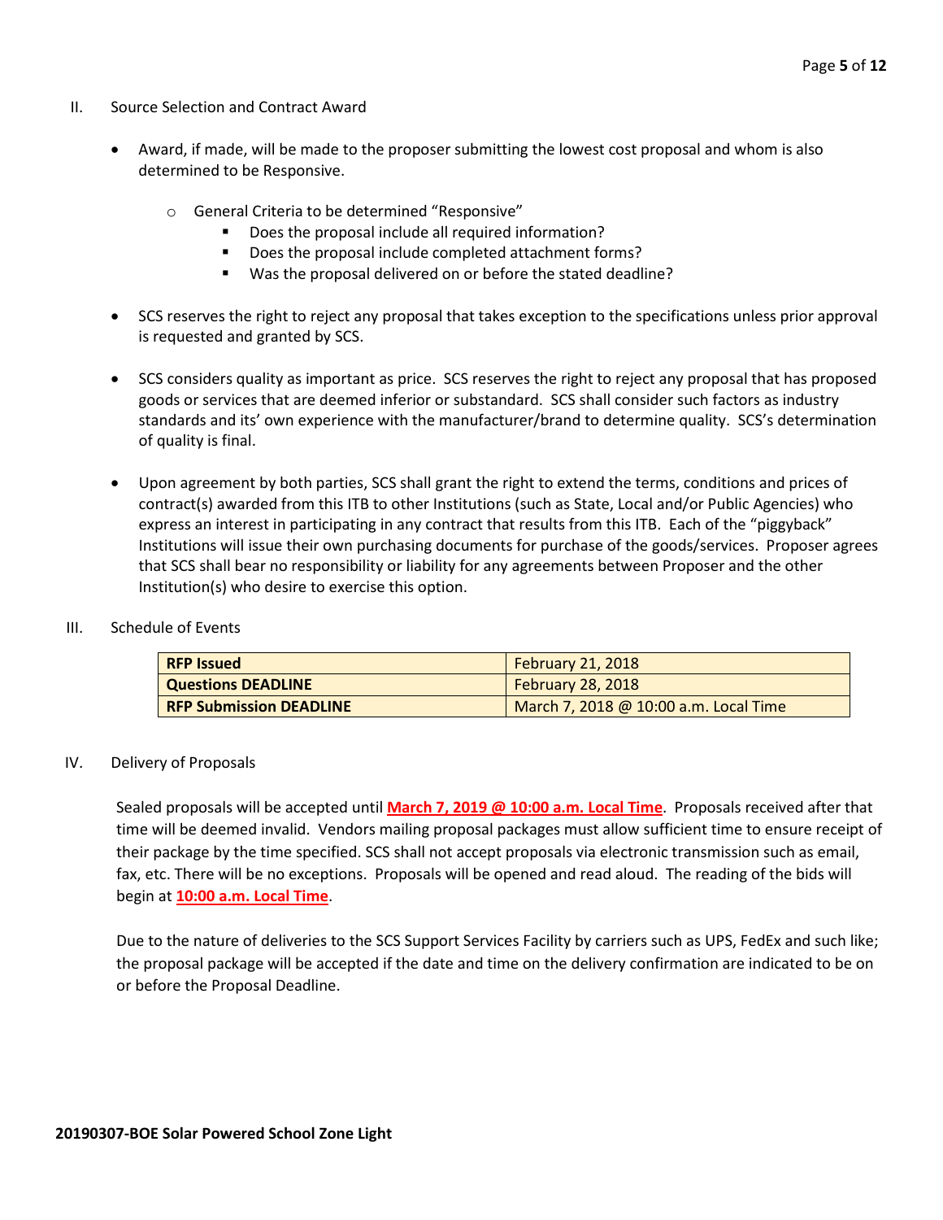## II. Source Selection and Contract Award

- Award, if made, will be made to the proposer submitting the lowest cost proposal and whom is also determined to be Responsive.
  - General Criteria to be determined "Responsive"
    - Does the proposal include all required information?
    - Does the proposal include completed attachment forms?
    - Was the proposal delivered on or before the stated deadline?
- SCS reserves the right to reject any proposal that takes exception to the specifications unless prior approval is requested and granted by SCS.
- SCS considers quality as important as price. SCS reserves the right to reject any proposal that has proposed goods or services that are deemed inferior or substandard. SCS shall consider such factors as industry standards and its' own experience with the manufacturer/brand to determine quality. SCS's determination of quality is final.
- Upon agreement by both parties, SCS shall grant the right to extend the terms, conditions and prices of contract(s) awarded from this ITB to other Institutions (such as State, Local and/or Public Agencies) who express an interest in participating in any contract that results from this ITB. Each of the "piggyback" Institutions will issue their own purchasing documents for purchase of the goods/services. Proposer agrees that SCS shall bear no responsibility or liability for any agreements between Proposer and the other Institution(s) who desire to exercise this option.

## III. Schedule of Events

| | |
|---|---|
| **RFP Issued** | February 21, 2018 |
| **Questions DEADLINE** | February 28, 2018 |
| **RFP Submission DEADLINE** | March 7, 2018 @ 10:00 a.m. Local Time |

## IV. Delivery of Proposals

Sealed proposals will be accepted until **March 7, 2019 @ 10:00 a.m. Local Time**. Proposals received after that time will be deemed invalid. Vendors mailing proposal packages must allow sufficient time to ensure receipt of their package by the time specified. SCS shall not accept proposals via electronic transmission such as email, fax, etc. There will be no exceptions. Proposals will be opened and read aloud. The reading of the bids will begin at **10:00 a.m. Local Time**.

Due to the nature of deliveries to the SCS Support Services Facility by carriers such as UPS, FedEx and such like; the proposal package will be accepted if the date and time on the delivery confirmation are indicated to be on or before the Proposal Deadline.

**20190307-BOE Solar Powered School Zone Light**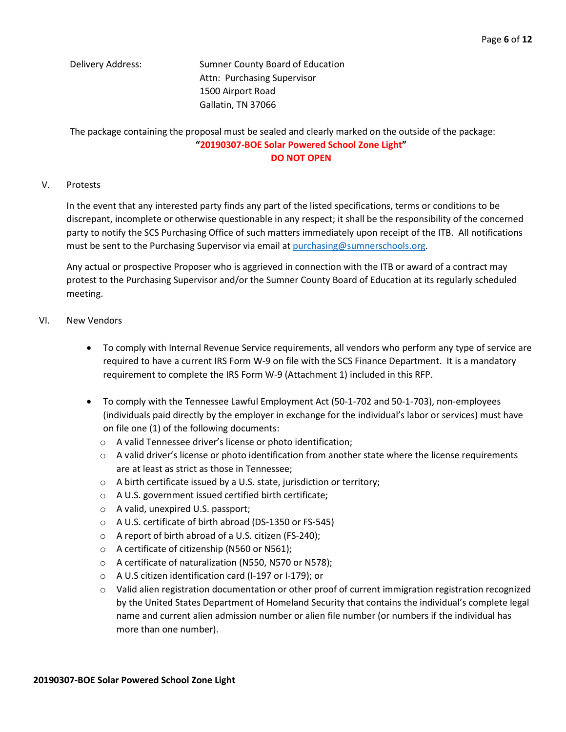Delivery Address: Sumner County Board of Education
Attn: Purchasing Supervisor
1500 Airport Road
Gallatin, TN 37066

The package containing the proposal must be sealed and clearly marked on the outside of the package:

**"20190307-BOE Solar Powered School Zone Light"**
**DO NOT OPEN**

V. Protests

In the event that any interested party finds any part of the listed specifications, terms or conditions to be discrepant, incomplete or otherwise questionable in any respect; it shall be the responsibility of the concerned party to notify the SCS Purchasing Office of such matters immediately upon receipt of the ITB. All notifications must be sent to the Purchasing Supervisor via email at purchasing@sumnerschools.org.

Any actual or prospective Proposer who is aggrieved in connection with the ITB or award of a contract may protest to the Purchasing Supervisor and/or the Sumner County Board of Education at its regularly scheduled meeting.

VI. New Vendors

- To comply with Internal Revenue Service requirements, all vendors who perform any type of service are required to have a current IRS Form W-9 on file with the SCS Finance Department. It is a mandatory requirement to complete the IRS Form W-9 (Attachment 1) included in this RFP.
- To comply with the Tennessee Lawful Employment Act (50-1-702 and 50-1-703), non-employees (individuals paid directly by the employer in exchange for the individual's labor or services) must have on file one (1) of the following documents:
  - A valid Tennessee driver's license or photo identification;
  - A valid driver's license or photo identification from another state where the license requirements are at least as strict as those in Tennessee;
  - A birth certificate issued by a U.S. state, jurisdiction or territory;
  - A U.S. government issued certified birth certificate;
  - A valid, unexpired U.S. passport;
  - A U.S. certificate of birth abroad (DS-1350 or FS-545)
  - A report of birth abroad of a U.S. citizen (FS-240);
  - A certificate of citizenship (N560 or N561);
  - A certificate of naturalization (N550, N570 or N578);
  - A U.S citizen identification card (I-197 or I-179); or
  - Valid alien registration documentation or other proof of current immigration registration recognized by the United States Department of Homeland Security that contains the individual's complete legal name and current alien admission number or alien file number (or numbers if the individual has more than one number).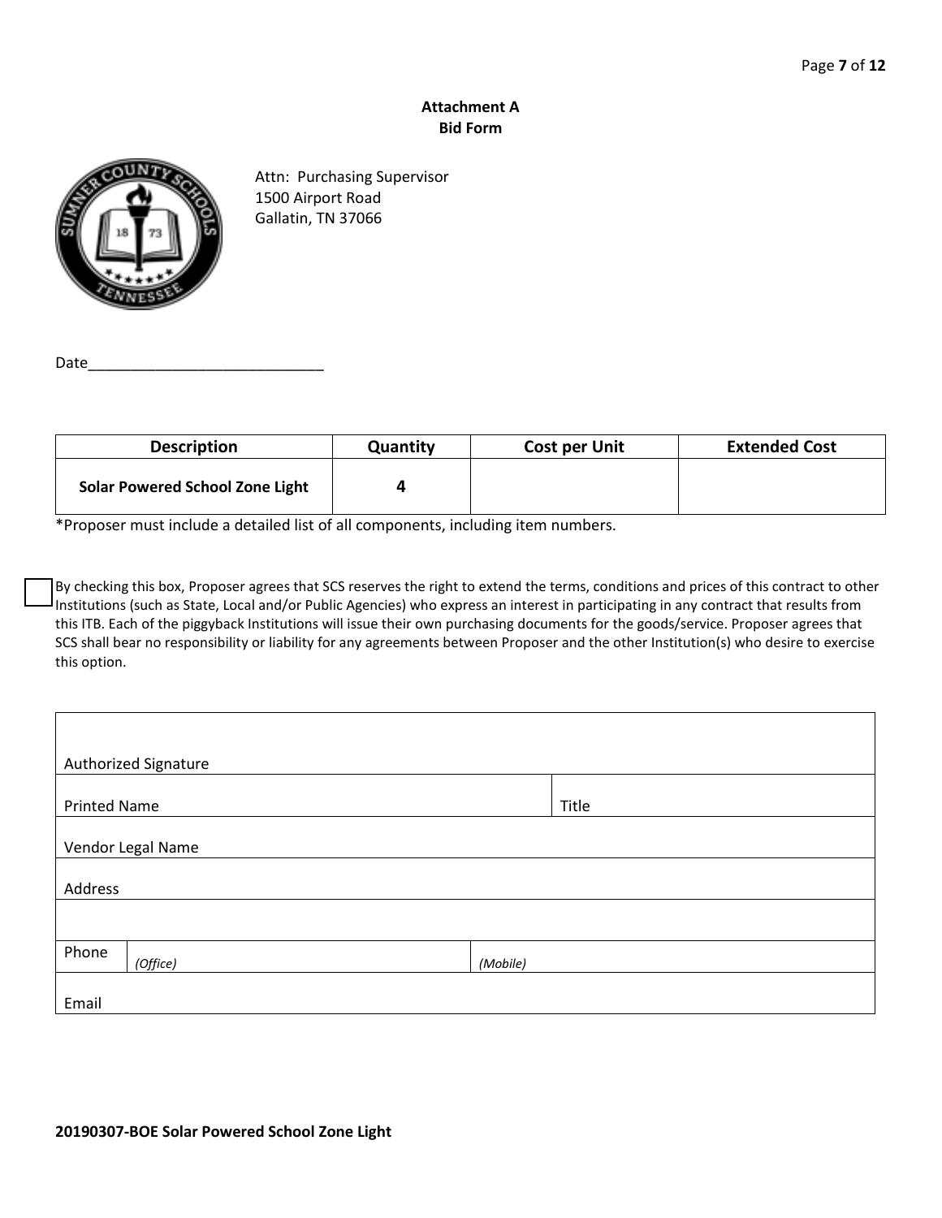**Attachment A**
**Bid Form**

Attn: Purchasing Supervisor
1500 Airport Road
Gallatin, TN 37066

Date____________________________

| Description | Quantity | Cost per Unit | Extended Cost |
|---|---|---|---|
| **Solar Powered School Zone Light** | **4** | | |

*Proposer must include a detailed list of all components, including item numbers.

☐ By checking this box, Proposer agrees that SCS reserves the right to extend the terms, conditions and prices of this contract to other Institutions (such as State, Local and/or Public Agencies) who express an interest in participating in any contract that results from this ITB. Each of the piggyback Institutions will issue their own purchasing documents for the goods/service. Proposer agrees that SCS shall bear no responsibility or liability for any agreements between Proposer and the other Institution(s) who desire to exercise this option.

| Authorized Signature | | |
|---|---|---|
| Printed Name | | Title |
| Vendor Legal Name | | |
| Address | | |
| | | |
| Phone | *(Office)* | *(Mobile)* |
| Email | | |

**20190307-BOE Solar Powered School Zone Light**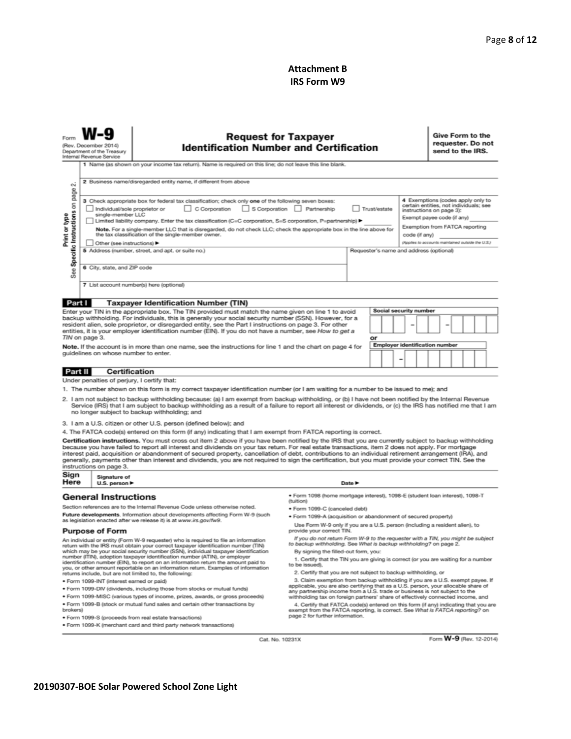**Attachment B**
**IRS Form W9**

Form **W-9**
(Rev. December 2014)
Department of the Treasury
Internal Revenue Service

# Request for Taxpayer Identification Number and Certification

**Give Form to the requester. Do not send to the IRS.**

Print or type
See **Specific Instructions** on page 2.

1 Name (as shown on your income tax return). Name is required on this line; do not leave this line blank.

2 Business name/disregarded entity name, if different from above

3 Check appropriate box for federal tax classification; check only **one** of the following seven boxes:

- ☐ Individual/sole proprietor or single-member LLC
- ☐ C Corporation
- ☐ S Corporation
- ☐ Partnership
- ☐ Trust/estate
- ☐ Limited liability company. Enter the tax classification (C=C corporation, S=S corporation, P=partnership) ▶ ________

**Note.** For a single-member LLC that is disregarded, do not check LLC; check the appropriate box in the line above for the tax classification of the single-member owner.

- ☐ Other (see instructions) ▶

4 Exemptions (codes apply only to certain entities, not individuals; see instructions on page 3):
Exempt payee code (if any) ________
Exemption from FATCA reporting code (if any) ________
*(Applies to accounts maintained outside the U.S.)*

5 Address (number, street, and apt. or suite no.)

Requester's name and address (optional)

6 City, state, and ZIP code

7 List account number(s) here (optional)

## Part I Taxpayer Identification Number (TIN)

Enter your TIN in the appropriate box. The TIN provided must match the name given on line 1 to avoid backup withholding. For individuals, this is generally your social security number (SSN). However, for a resident alien, sole proprietor, or disregarded entity, see the Part I instructions on page 3. For other entities, it is your employer identification number (EIN). If you do not have a number, see *How to get a TIN* on page 3.

**Note.** If the account is in more than one name, see the instructions for line 1 and the chart on page 4 for guidelines on whose number to enter.

**Social security number**
☐☐☐ – ☐☐ – ☐☐☐☐

**or**

**Employer identification number**
☐☐ – ☐☐☐☐☐☐☐

## Part II Certification

Under penalties of perjury, I certify that:

1. The number shown on this form is my correct taxpayer identification number (or I am waiting for a number to be issued to me); and
2. I am not subject to backup withholding because: (a) I am exempt from backup withholding, or (b) I have not been notified by the Internal Revenue Service (IRS) that I am subject to backup withholding as a result of a failure to report all interest or dividends, or (c) the IRS has notified me that I am no longer subject to backup withholding; and
3. I am a U.S. citizen or other U.S. person (defined below); and
4. The FATCA code(s) entered on this form (if any) indicating that I am exempt from FATCA reporting is correct.

**Certification instructions.** You must cross out item 2 above if you have been notified by the IRS that you are currently subject to backup withholding because you have failed to report all interest and dividends on your tax return. For real estate transactions, item 2 does not apply. For mortgage interest paid, acquisition or abandonment of secured property, cancellation of debt, contributions to an individual retirement arrangement (IRA), and generally, payments other than interest and dividends, you are not required to sign the certification, but you must provide your correct TIN. See the instructions on page 3.

**Sign Here** Signature of U.S. person ▶ Date ▶

## General Instructions

Section references are to the Internal Revenue Code unless otherwise noted.

**Future developments.** Information about developments affecting Form W-9 (such as legislation enacted after we release it) is at *www.irs.gov/fw9*.

### Purpose of Form

An individual or entity (Form W-9 requester) who is required to file an information return with the IRS must obtain your correct taxpayer identification number (TIN) which may be your social security number (SSN), individual taxpayer identification number (ITIN), adoption taxpayer identification number (ATIN), or employer identification number (EIN), to report on an information return the amount paid to you, or other amount reportable on an information return. Examples of information returns include, but are not limited to, the following:

- Form 1099-INT (interest earned or paid)
- Form 1099-DIV (dividends, including those from stocks or mutual funds)
- Form 1099-MISC (various types of income, prizes, awards, or gross proceeds)
- Form 1099-B (stock or mutual fund sales and certain other transactions by brokers)
- Form 1099-S (proceeds from real estate transactions)
- Form 1099-K (merchant card and third party network transactions)
- Form 1098 (home mortgage interest), 1098-E (student loan interest), 1098-T (tuition)
- Form 1099-C (canceled debt)
- Form 1099-A (acquisition or abandonment of secured property)

Use Form W-9 only if you are a U.S. person (including a resident alien), to provide your correct TIN.

*If you do not return Form W-9 to the requester with a TIN, you might be subject to backup withholding. See* What is backup withholding? *on page 2.*

By signing the filled-out form, you:

1. Certify that the TIN you are giving is correct (or you are waiting for a number to be issued),
2. Certify that you are not subject to backup withholding, or
3. Claim exemption from backup withholding if you are a U.S. exempt payee. If applicable, you are also certifying that as a U.S. person, your allocable share of any partnership income from a U.S. trade or business is not subject to the withholding tax on foreign partners' share of effectively connected income, and
4. Certify that FATCA code(s) entered on this form (if any) indicating that you are exempt from the FATCA reporting, is correct. See *What is FATCA reporting?* on page 2 for further information.

Cat. No. 10231X

Form **W-9** (Rev. 12-2014)

**20190307-BOE Solar Powered School Zone Light**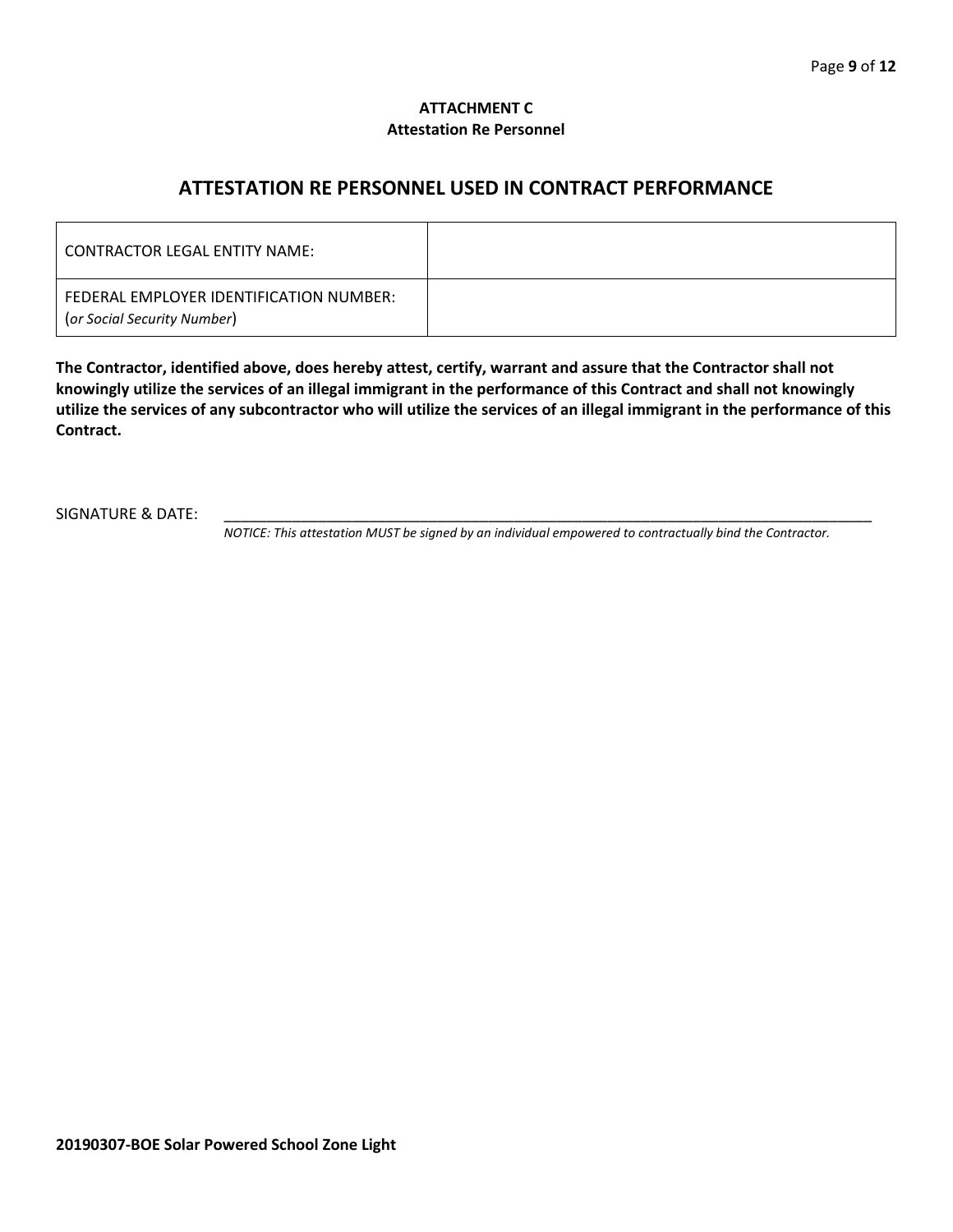**ATTACHMENT C**
**Attestation Re Personnel**

## ATTESTATION RE PERSONNEL USED IN CONTRACT PERFORMANCE

| CONTRACTOR LEGAL ENTITY NAME: | |
|---|---|
| FEDERAL EMPLOYER IDENTIFICATION NUMBER: (*or Social Security Number*) | |

**The Contractor, identified above, does hereby attest, certify, warrant and assure that the Contractor shall not knowingly utilize the services of an illegal immigrant in the performance of this Contract and shall not knowingly utilize the services of any subcontractor who will utilize the services of an illegal immigrant in the performance of this Contract.**

SIGNATURE & DATE: ______________________________________________________________________________

*NOTICE: This attestation MUST be signed by an individual empowered to contractually bind the Contractor.*

**20190307-BOE Solar Powered School Zone Light**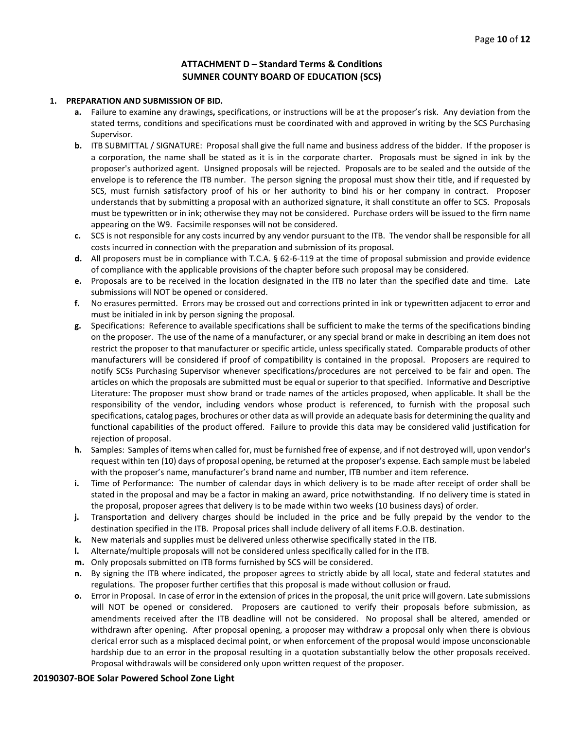## ATTACHMENT D – Standard Terms & Conditions
## SUMNER COUNTY BOARD OF EDUCATION (SCS)

**1. PREPARATION AND SUBMISSION OF BID.**

- **a.** Failure to examine any drawings**,** specifications, or instructions will be at the proposer's risk. Any deviation from the stated terms, conditions and specifications must be coordinated with and approved in writing by the SCS Purchasing Supervisor.
- **b.** ITB SUBMITTAL / SIGNATURE: Proposal shall give the full name and business address of the bidder. If the proposer is a corporation, the name shall be stated as it is in the corporate charter. Proposals must be signed in ink by the proposer's authorized agent. Unsigned proposals will be rejected. Proposals are to be sealed and the outside of the envelope is to reference the ITB number. The person signing the proposal must show their title, and if requested by SCS, must furnish satisfactory proof of his or her authority to bind his or her company in contract. Proposer understands that by submitting a proposal with an authorized signature, it shall constitute an offer to SCS. Proposals must be typewritten or in ink; otherwise they may not be considered. Purchase orders will be issued to the firm name appearing on the W9. Facsimile responses will not be considered.
- **c.** SCS is not responsible for any costs incurred by any vendor pursuant to the ITB. The vendor shall be responsible for all costs incurred in connection with the preparation and submission of its proposal.
- **d.** All proposers must be in compliance with T.C.A. § 62-6-119 at the time of proposal submission and provide evidence of compliance with the applicable provisions of the chapter before such proposal may be considered.
- **e.** Proposals are to be received in the location designated in the ITB no later than the specified date and time. Late submissions will NOT be opened or considered.
- **f.** No erasures permitted. Errors may be crossed out and corrections printed in ink or typewritten adjacent to error and must be initialed in ink by person signing the proposal.
- **g.** Specifications: Reference to available specifications shall be sufficient to make the terms of the specifications binding on the proposer. The use of the name of a manufacturer, or any special brand or make in describing an item does not restrict the proposer to that manufacturer or specific article, unless specifically stated. Comparable products of other manufacturers will be considered if proof of compatibility is contained in the proposal. Proposers are required to notify SCSs Purchasing Supervisor whenever specifications/procedures are not perceived to be fair and open. The articles on which the proposals are submitted must be equal or superior to that specified. Informative and Descriptive Literature: The proposer must show brand or trade names of the articles proposed, when applicable. It shall be the responsibility of the vendor, including vendors whose product is referenced, to furnish with the proposal such specifications, catalog pages, brochures or other data as will provide an adequate basis for determining the quality and functional capabilities of the product offered. Failure to provide this data may be considered valid justification for rejection of proposal.
- **h.** Samples: Samples of items when called for, must be furnished free of expense, and if not destroyed will, upon vendor's request within ten (10) days of proposal opening, be returned at the proposer's expense. Each sample must be labeled with the proposer's name, manufacturer's brand name and number, ITB number and item reference.
- **i.** Time of Performance: The number of calendar days in which delivery is to be made after receipt of order shall be stated in the proposal and may be a factor in making an award, price notwithstanding. If no delivery time is stated in the proposal, proposer agrees that delivery is to be made within two weeks (10 business days) of order.
- **j.** Transportation and delivery charges should be included in the price and be fully prepaid by the vendor to the destination specified in the ITB. Proposal prices shall include delivery of all items F.O.B. destination.
- **k.** New materials and supplies must be delivered unless otherwise specifically stated in the ITB.
- **l.** Alternate/multiple proposals will not be considered unless specifically called for in the ITB.
- **m.** Only proposals submitted on ITB forms furnished by SCS will be considered.
- **n.** By signing the ITB where indicated, the proposer agrees to strictly abide by all local, state and federal statutes and regulations. The proposer further certifies that this proposal is made without collusion or fraud.
- **o.** Error in Proposal. In case of error in the extension of prices in the proposal, the unit price will govern. Late submissions will NOT be opened or considered. Proposers are cautioned to verify their proposals before submission, as amendments received after the ITB deadline will not be considered. No proposal shall be altered, amended or withdrawn after opening. After proposal opening, a proposer may withdraw a proposal only when there is obvious clerical error such as a misplaced decimal point, or when enforcement of the proposal would impose unconscionable hardship due to an error in the proposal resulting in a quotation substantially below the other proposals received. Proposal withdrawals will be considered only upon written request of the proposer.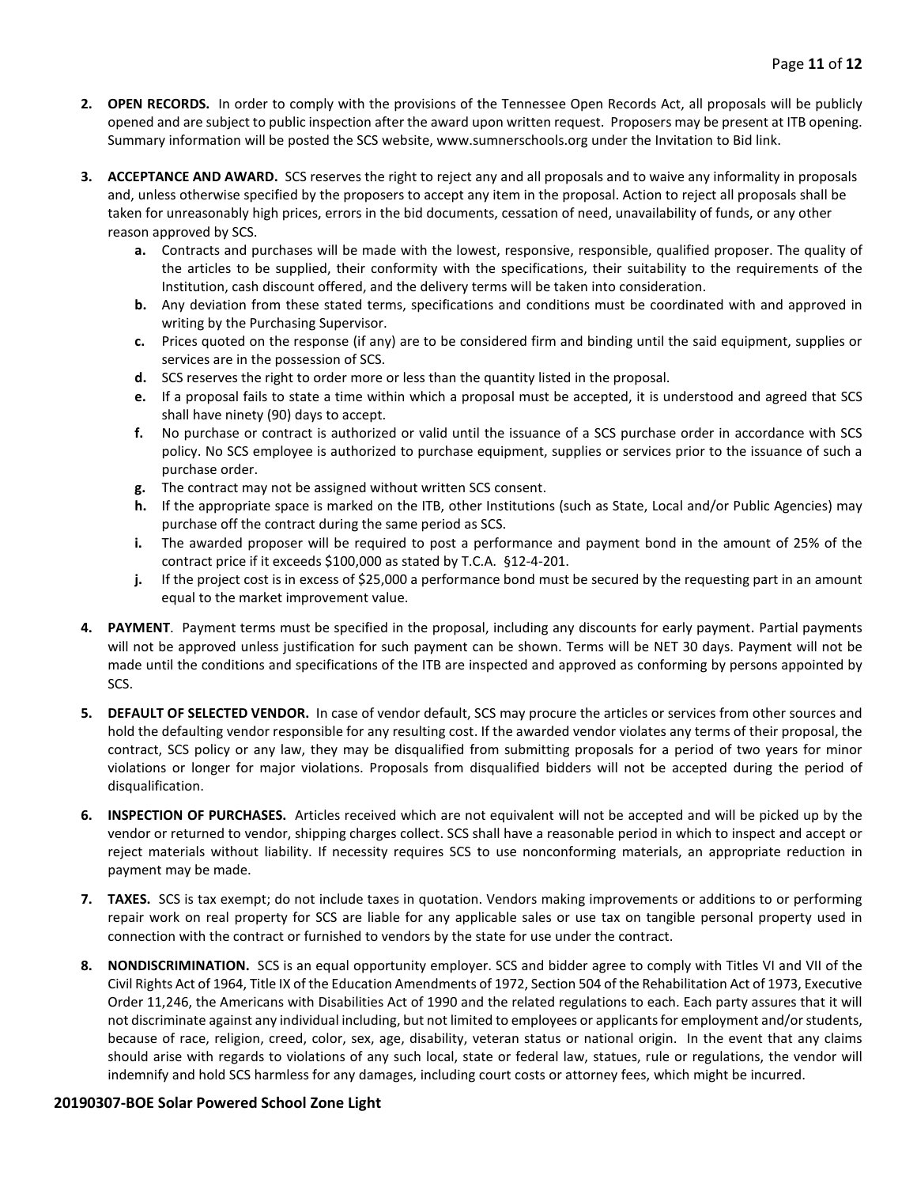2. **OPEN RECORDS.** In order to comply with the provisions of the Tennessee Open Records Act, all proposals will be publicly opened and are subject to public inspection after the award upon written request. Proposers may be present at ITB opening. Summary information will be posted the SCS website, www.sumnerschools.org under the Invitation to Bid link.

3. **ACCEPTANCE AND AWARD.** SCS reserves the right to reject any and all proposals and to waive any informality in proposals and, unless otherwise specified by the proposers to accept any item in the proposal. Action to reject all proposals shall be taken for unreasonably high prices, errors in the bid documents, cessation of need, unavailability of funds, or any other reason approved by SCS.
   - **a.** Contracts and purchases will be made with the lowest, responsive, responsible, qualified proposer. The quality of the articles to be supplied, their conformity with the specifications, their suitability to the requirements of the Institution, cash discount offered, and the delivery terms will be taken into consideration.
   - **b.** Any deviation from these stated terms, specifications and conditions must be coordinated with and approved in writing by the Purchasing Supervisor.
   - **c.** Prices quoted on the response (if any) are to be considered firm and binding until the said equipment, supplies or services are in the possession of SCS.
   - **d.** SCS reserves the right to order more or less than the quantity listed in the proposal.
   - **e.** If a proposal fails to state a time within which a proposal must be accepted, it is understood and agreed that SCS shall have ninety (90) days to accept.
   - **f.** No purchase or contract is authorized or valid until the issuance of a SCS purchase order in accordance with SCS policy. No SCS employee is authorized to purchase equipment, supplies or services prior to the issuance of such a purchase order.
   - **g.** The contract may not be assigned without written SCS consent.
   - **h.** If the appropriate space is marked on the ITB, other Institutions (such as State, Local and/or Public Agencies) may purchase off the contract during the same period as SCS.
   - **i.** The awarded proposer will be required to post a performance and payment bond in the amount of 25% of the contract price if it exceeds $100,000 as stated by T.C.A. §12-4-201.
   - **j.** If the project cost is in excess of $25,000 a performance bond must be secured by the requesting part in an amount equal to the market improvement value.

4. **PAYMENT**. Payment terms must be specified in the proposal, including any discounts for early payment. Partial payments will not be approved unless justification for such payment can be shown. Terms will be NET 30 days. Payment will not be made until the conditions and specifications of the ITB are inspected and approved as conforming by persons appointed by SCS.

5. **DEFAULT OF SELECTED VENDOR.** In case of vendor default, SCS may procure the articles or services from other sources and hold the defaulting vendor responsible for any resulting cost. If the awarded vendor violates any terms of their proposal, the contract, SCS policy or any law, they may be disqualified from submitting proposals for a period of two years for minor violations or longer for major violations. Proposals from disqualified bidders will not be accepted during the period of disqualification.

6. **INSPECTION OF PURCHASES.** Articles received which are not equivalent will not be accepted and will be picked up by the vendor or returned to vendor, shipping charges collect. SCS shall have a reasonable period in which to inspect and accept or reject materials without liability. If necessity requires SCS to use nonconforming materials, an appropriate reduction in payment may be made.

7. **TAXES.** SCS is tax exempt; do not include taxes in quotation. Vendors making improvements or additions to or performing repair work on real property for SCS are liable for any applicable sales or use tax on tangible personal property used in connection with the contract or furnished to vendors by the state for use under the contract.

8. **NONDISCRIMINATION.** SCS is an equal opportunity employer. SCS and bidder agree to comply with Titles VI and VII of the Civil Rights Act of 1964, Title IX of the Education Amendments of 1972, Section 504 of the Rehabilitation Act of 1973, Executive Order 11,246, the Americans with Disabilities Act of 1990 and the related regulations to each. Each party assures that it will not discriminate against any individual including, but not limited to employees or applicants for employment and/or students, because of race, religion, creed, color, sex, age, disability, veteran status or national origin. In the event that any claims should arise with regards to violations of any such local, state or federal law, statues, rule or regulations, the vendor will indemnify and hold SCS harmless for any damages, including court costs or attorney fees, which might be incurred.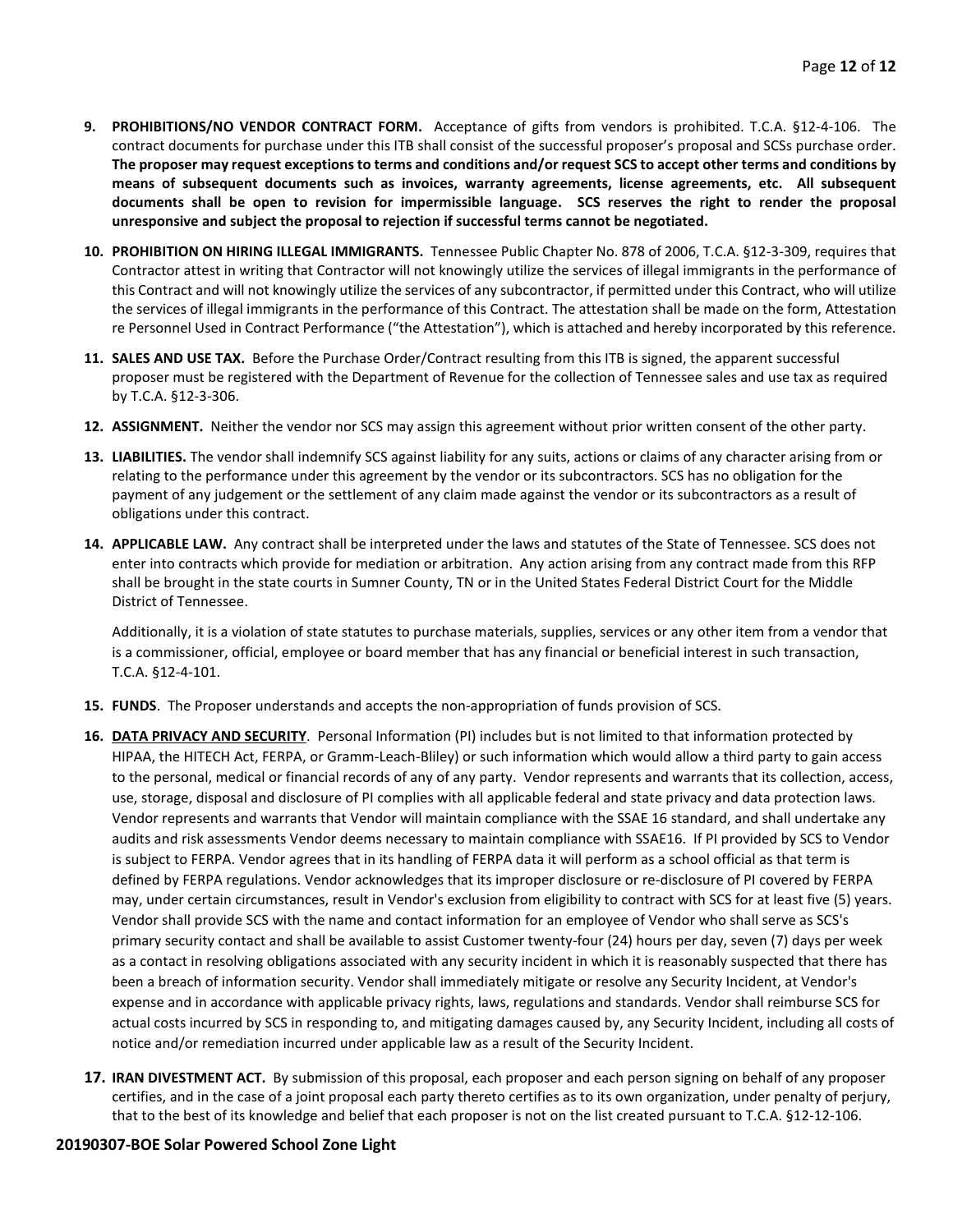9. **PROHIBITIONS/NO VENDOR CONTRACT FORM.** Acceptance of gifts from vendors is prohibited. T.C.A. §12-4-106. The contract documents for purchase under this ITB shall consist of the successful proposer's proposal and SCSs purchase order. **The proposer may request exceptions to terms and conditions and/or request SCS to accept other terms and conditions by means of subsequent documents such as invoices, warranty agreements, license agreements, etc. All subsequent documents shall be open to revision for impermissible language. SCS reserves the right to render the proposal unresponsive and subject the proposal to rejection if successful terms cannot be negotiated.**

10. **PROHIBITION ON HIRING ILLEGAL IMMIGRANTS.** Tennessee Public Chapter No. 878 of 2006, T.C.A. §12-3-309, requires that Contractor attest in writing that Contractor will not knowingly utilize the services of illegal immigrants in the performance of this Contract and will not knowingly utilize the services of any subcontractor, if permitted under this Contract, who will utilize the services of illegal immigrants in the performance of this Contract. The attestation shall be made on the form, Attestation re Personnel Used in Contract Performance ("the Attestation"), which is attached and hereby incorporated by this reference.

11. **SALES AND USE TAX.** Before the Purchase Order/Contract resulting from this ITB is signed, the apparent successful proposer must be registered with the Department of Revenue for the collection of Tennessee sales and use tax as required by T.C.A. §12-3-306.

12. **ASSIGNMENT.** Neither the vendor nor SCS may assign this agreement without prior written consent of the other party.

13. **LIABILITIES.** The vendor shall indemnify SCS against liability for any suits, actions or claims of any character arising from or relating to the performance under this agreement by the vendor or its subcontractors. SCS has no obligation for the payment of any judgement or the settlement of any claim made against the vendor or its subcontractors as a result of obligations under this contract.

14. **APPLICABLE LAW.** Any contract shall be interpreted under the laws and statutes of the State of Tennessee. SCS does not enter into contracts which provide for mediation or arbitration. Any action arising from any contract made from this RFP shall be brought in the state courts in Sumner County, TN or in the United States Federal District Court for the Middle District of Tennessee.

    Additionally, it is a violation of state statutes to purchase materials, supplies, services or any other item from a vendor that is a commissioner, official, employee or board member that has any financial or beneficial interest in such transaction, T.C.A. §12-4-101.

15. **FUNDS**. The Proposer understands and accepts the non-appropriation of funds provision of SCS.

16. **DATA PRIVACY AND SECURITY**. Personal Information (PI) includes but is not limited to that information protected by HIPAA, the HITECH Act, FERPA, or Gramm-Leach-Bliley) or such information which would allow a third party to gain access to the personal, medical or financial records of any of any party. Vendor represents and warrants that its collection, access, use, storage, disposal and disclosure of PI complies with all applicable federal and state privacy and data protection laws. Vendor represents and warrants that Vendor will maintain compliance with the SSAE 16 standard, and shall undertake any audits and risk assessments Vendor deems necessary to maintain compliance with SSAE16. If PI provided by SCS to Vendor is subject to FERPA. Vendor agrees that in its handling of FERPA data it will perform as a school official as that term is defined by FERPA regulations. Vendor acknowledges that its improper disclosure or re-disclosure of PI covered by FERPA may, under certain circumstances, result in Vendor's exclusion from eligibility to contract with SCS for at least five (5) years. Vendor shall provide SCS with the name and contact information for an employee of Vendor who shall serve as SCS's primary security contact and shall be available to assist Customer twenty-four (24) hours per day, seven (7) days per week as a contact in resolving obligations associated with any security incident in which it is reasonably suspected that there has been a breach of information security. Vendor shall immediately mitigate or resolve any Security Incident, at Vendor's expense and in accordance with applicable privacy rights, laws, regulations and standards. Vendor shall reimburse SCS for actual costs incurred by SCS in responding to, and mitigating damages caused by, any Security Incident, including all costs of notice and/or remediation incurred under applicable law as a result of the Security Incident.

17. **IRAN DIVESTMENT ACT.** By submission of this proposal, each proposer and each person signing on behalf of any proposer certifies, and in the case of a joint proposal each party thereto certifies as to its own organization, under penalty of perjury, that to the best of its knowledge and belief that each proposer is not on the list created pursuant to T.C.A. §12-12-106.